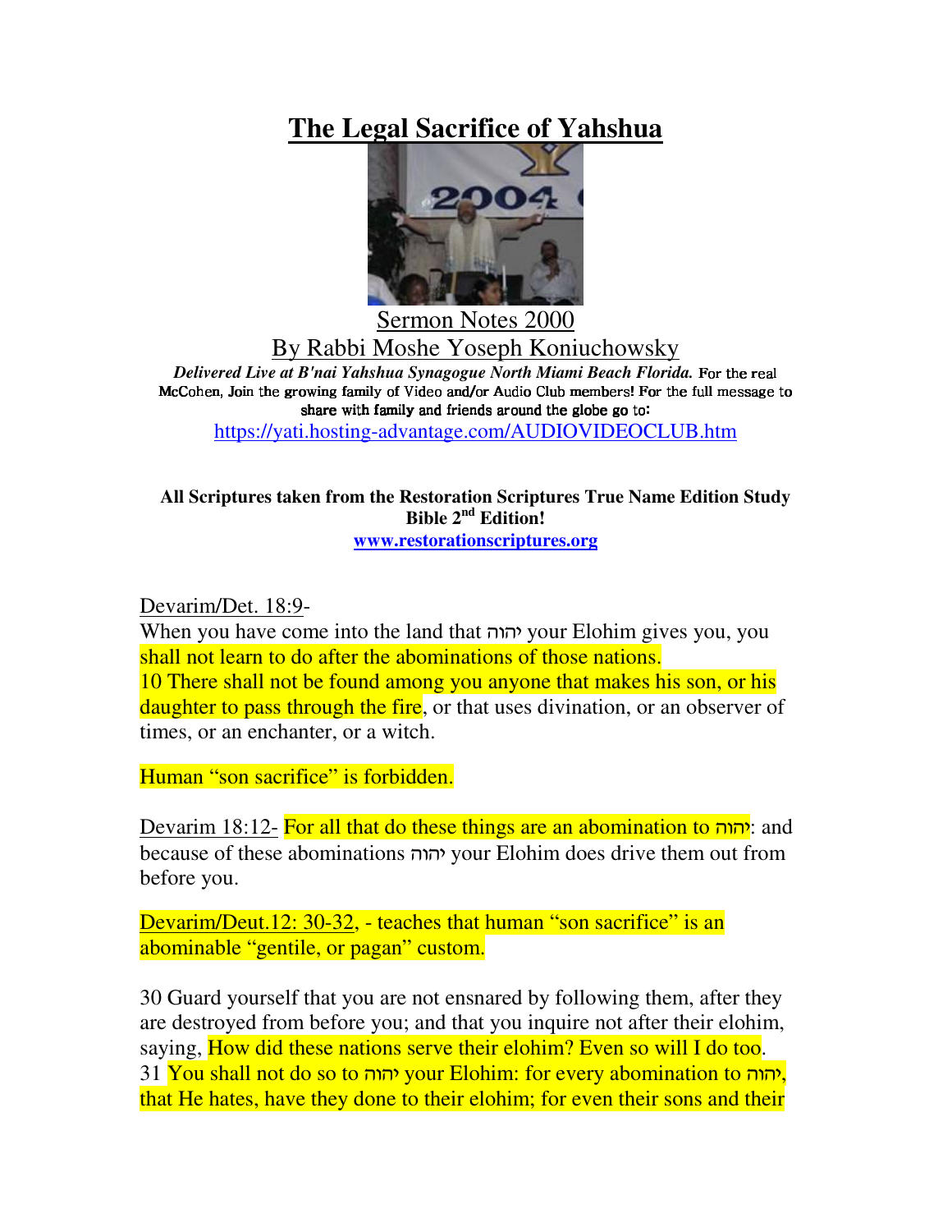# The Legal Sacrifice of Yahshua

Sermon Notes 2000

By Rabbi Moshe Yoseph Koniuchowsky

***Delivered Live at B'nai Yahshua Synagogue North Miami Beach Florida.*** For the real McCohen, Join the growing family of Video and/or Audio Club members! For the full message to share with family and friends around the globe go to:

https://yati.hosting-advantage.com/AUDIOVIDEOCLUB.htm

**All Scriptures taken from the Restoration Scriptures True Name Edition Study Bible 2nd Edition!**

**www.restorationscriptures.org**

Devarim/Det. 18:9-

When you have come into the land that יהוה your Elohim gives you, you shall not learn to do after the abominations of those nations.

10 There shall not be found among you anyone that makes his son, or his daughter to pass through the fire, or that uses divination, or an observer of times, or an enchanter, or a witch.

Human "son sacrifice" is forbidden.

Devarim 18:12- For all that do these things are an abomination to יהוה: and because of these abominations יהוה your Elohim does drive them out from before you.

Devarim/Deut.12: 30-32, - teaches that human "son sacrifice" is an abominable "gentile, or pagan" custom.

30 Guard yourself that you are not ensnared by following them, after they are destroyed from before you; and that you inquire not after their elohim, saying, How did these nations serve their elohim? Even so will I do too.

31 You shall not do so to יהוה your Elohim: for every abomination to יהוה, that He hates, have they done to their elohim; for even their sons and their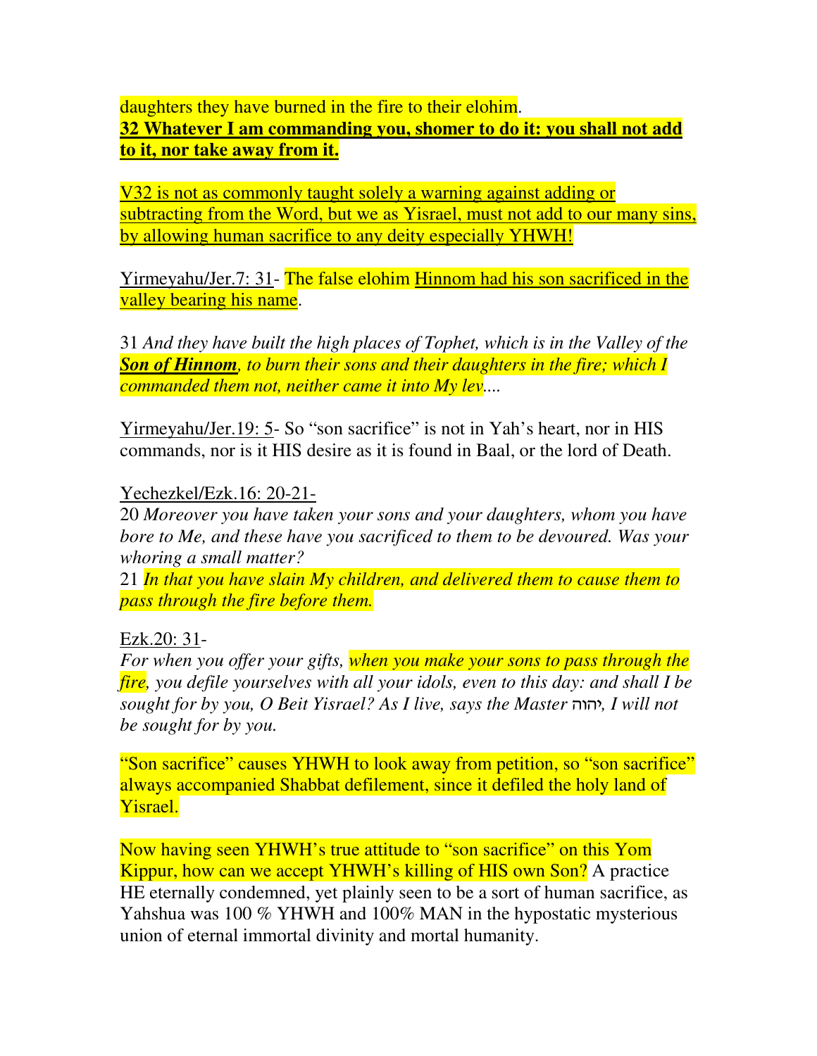daughters they have burned in the fire to their elohim.

**32 Whatever I am commanding you, shomer to do it: you shall not add to it, nor take away from it.**

V32 is not as commonly taught solely a warning against adding or subtracting from the Word, but we as Yisrael, must not add to our many sins, by allowing human sacrifice to any deity especially YHWH!

Yirmeyahu/Jer.7: 31- The false elohim Hinnom had his son sacrificed in the valley bearing his name.

31 *And they have built the high places of Tophet, which is in the Valley of the **Son of Hinnom**, to burn their sons and their daughters in the fire; which I commanded them not, neither came it into My lev....*

Yirmeyahu/Jer.19: 5- So "son sacrifice" is not in Yah's heart, nor in HIS commands, nor is it HIS desire as it is found in Baal, or the lord of Death.

Yechezkel/Ezk.16: 20-21-

20 *Moreover you have taken your sons and your daughters, whom you have bore to Me, and these have you sacrificed to them to be devoured. Was your whoring a small matter?*

21 *In that you have slain My children, and delivered them to cause them to pass through the fire before them.*

Ezk.20: 31-

*For when you offer your gifts, when you make your sons to pass through the fire, you defile yourselves with all your idols, even to this day: and shall I be sought for by you, O Beit Yisrael? As I live, says the Master יהוה, I will not be sought for by you.*

"Son sacrifice" causes YHWH to look away from petition, so "son sacrifice" always accompanied Shabbat defilement, since it defiled the holy land of Yisrael.

Now having seen YHWH's true attitude to "son sacrifice" on this Yom Kippur, how can we accept YHWH's killing of HIS own Son? A practice HE eternally condemned, yet plainly seen to be a sort of human sacrifice, as Yahshua was 100 % YHWH and 100% MAN in the hypostatic mysterious union of eternal immortal divinity and mortal humanity.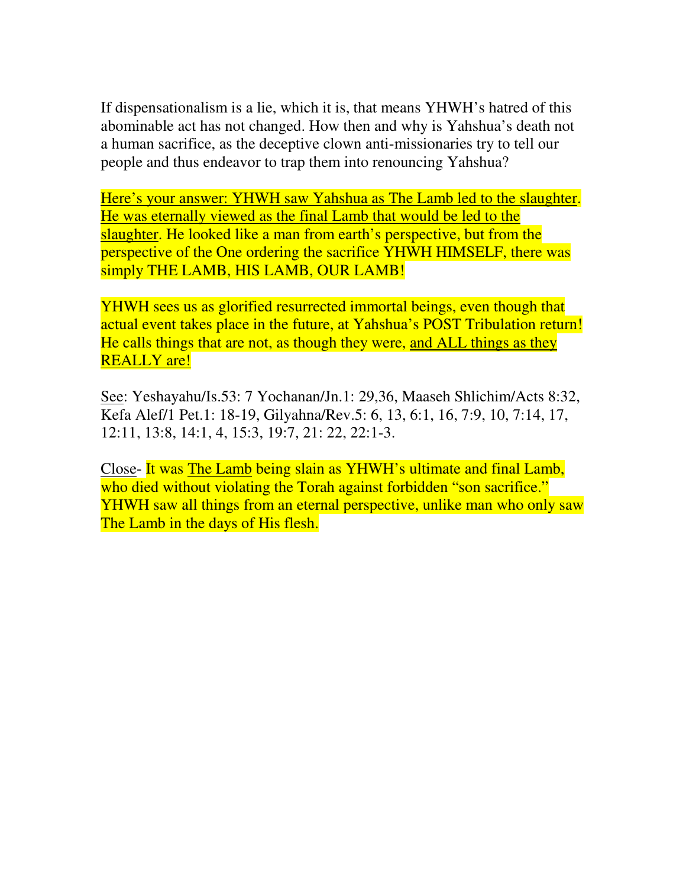If dispensationalism is a lie, which it is, that means YHWH's hatred of this abominable act has not changed. How then and why is Yahshua's death not a human sacrifice, as the deceptive clown anti-missionaries try to tell our people and thus endeavor to trap them into renouncing Yahshua?

Here's your answer: YHWH saw Yahshua as The Lamb led to the slaughter. He was eternally viewed as the final Lamb that would be led to the slaughter. He looked like a man from earth's perspective, but from the perspective of the One ordering the sacrifice YHWH HIMSELF, there was simply THE LAMB, HIS LAMB, OUR LAMB!

YHWH sees us as glorified resurrected immortal beings, even though that actual event takes place in the future, at Yahshua's POST Tribulation return! He calls things that are not, as though they were, and ALL things as they REALLY are!

See: Yeshayahu/Is.53: 7 Yochanan/Jn.1: 29,36, Maaseh Shlichim/Acts 8:32, Kefa Alef/1 Pet.1: 18-19, Gilyahna/Rev.5: 6, 13, 6:1, 16, 7:9, 10, 7:14, 17, 12:11, 13:8, 14:1, 4, 15:3, 19:7, 21: 22, 22:1-3.

Close- It was The Lamb being slain as YHWH's ultimate and final Lamb, who died without violating the Torah against forbidden "son sacrifice." YHWH saw all things from an eternal perspective, unlike man who only saw The Lamb in the days of His flesh.